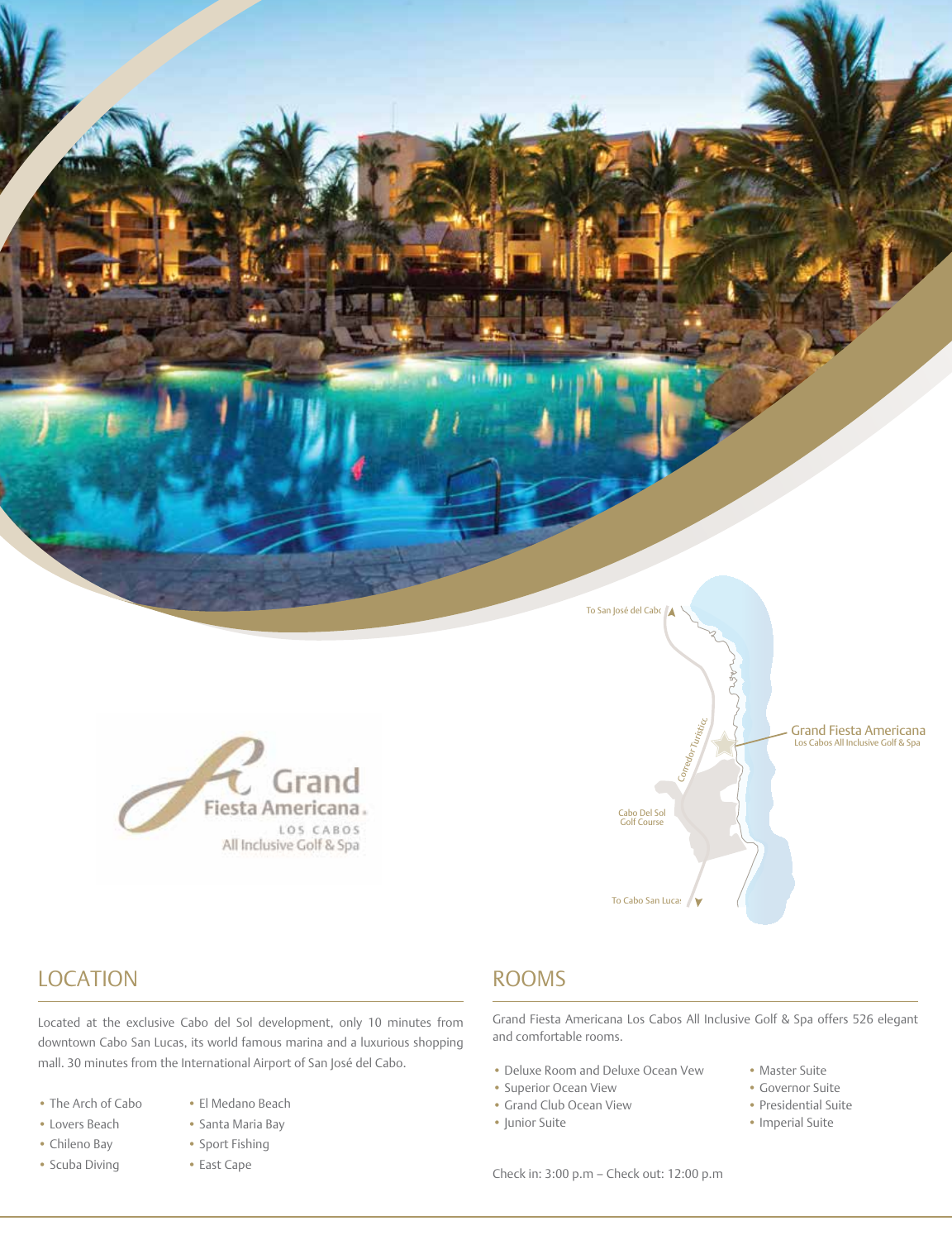Grand Fiesta Americana

LOS CABOS

All Inclusive Golf & Spa

To San José del Cabo

Corredor Turístico

Grand Fiesta Americana
Los Cabos All Inclusive Golf & Spa

Cabo Del Sol
Golf Course

To Cabo San Lucas

## LOCATION

Located at the exclusive Cabo del Sol development, only 10 minutes from downtown Cabo San Lucas, its world famous marina and a luxurious shopping mall. 30 minutes from the International Airport of San José del Cabo.

- The Arch of Cabo
- Lovers Beach
- Chileno Bay
- Scuba Diving
- El Medano Beach
- Santa Maria Bay
- Sport Fishing
- East Cape

## ROOMS

Grand Fiesta Americana Los Cabos All Inclusive Golf & Spa offers 526 elegant and comfortable rooms.

- Deluxe Room and Deluxe Ocean Vew
- Superior Ocean View
- Grand Club Ocean View
- Junior Suite
- Master Suite
- Governor Suite
- Presidential Suite
- Imperial Suite

Check in: 3:00 p.m – Check out: 12:00 p.m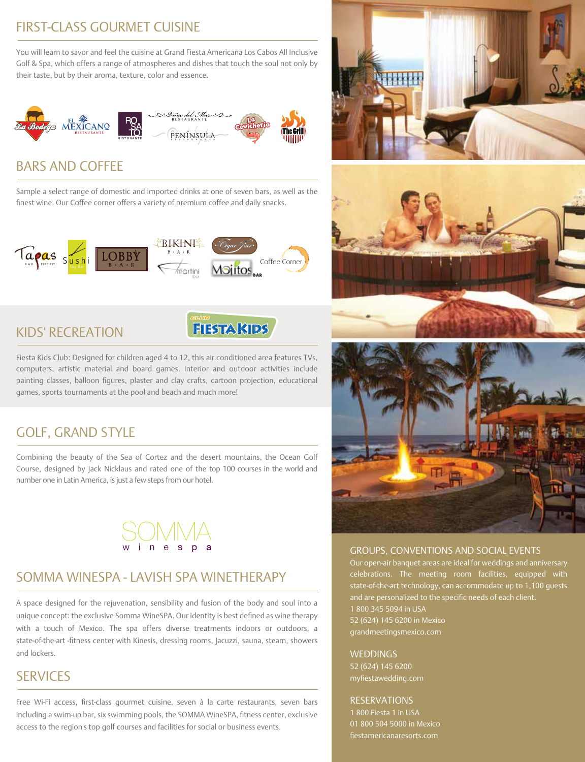## FIRST-CLASS GOURMET CUISINE

You will learn to savor and feel the cuisine at Grand Fiesta Americana Los Cabos All Inclusive Golf & Spa, which offers a range of atmospheres and dishes that touch the soul not only by their taste, but by their aroma, texture, color and essence.

## BARS AND COFFEE

Sample a select range of domestic and imported drinks at one of seven bars, as well as the finest wine. Our Coffee corner offers a variety of premium coffee and daily snacks.

## KIDS' RECREATION

Fiesta Kids Club: Designed for children aged 4 to 12, this air conditioned area features TVs, computers, artistic material and board games. Interior and outdoor activities include painting classes, balloon figures, plaster and clay crafts, cartoon projection, educational games, sports tournaments at the pool and beach and much more!

## GOLF, GRAND STYLE

Combining the beauty of the Sea of Cortez and the desert mountains, the Ocean Golf Course, designed by Jack Nicklaus and rated one of the top 100 courses in the world and number one in Latin America, is just a few steps from our hotel.

## SOMMA WINESPA - LAVISH SPA WINETHERAPY

A space designed for the rejuvenation, sensibility and fusion of the body and soul into a unique concept: the exclusive Somma WineSPA. Our identity is best defined as wine therapy with a touch of Mexico. The spa offers diverse treatments indoors or outdoors, a state-of-the-art -fitness center with Kinesis, dressing rooms, Jacuzzi, sauna, steam, showers and lockers.

## SERVICES

Free Wi-Fi access, first-class gourmet cuisine, seven à la carte restaurants, seven bars including a swim-up bar, six swimming pools, the SOMMA WineSPA, fitness center, exclusive access to the region's top golf courses and facilities for social or business events.

### GROUPS, CONVENTIONS AND SOCIAL EVENTS

Our open-air banquet areas are ideal for weddings and anniversary celebrations. The meeting room facilities, equipped with state-of-the-art technology, can accommodate up to 1,100 guests and are personalized to the specific needs of each client.

1 800 345 5094 in USA
52 (624) 145 6200 in Mexico
grandmeetingsmexico.com

### WEDDINGS

52 (624) 145 6200
myfiestawedding.com

### RESERVATIONS

1 800 Fiesta 1 in USA
01 800 504 5000 in Mexico
fiestamericanaresorts.com